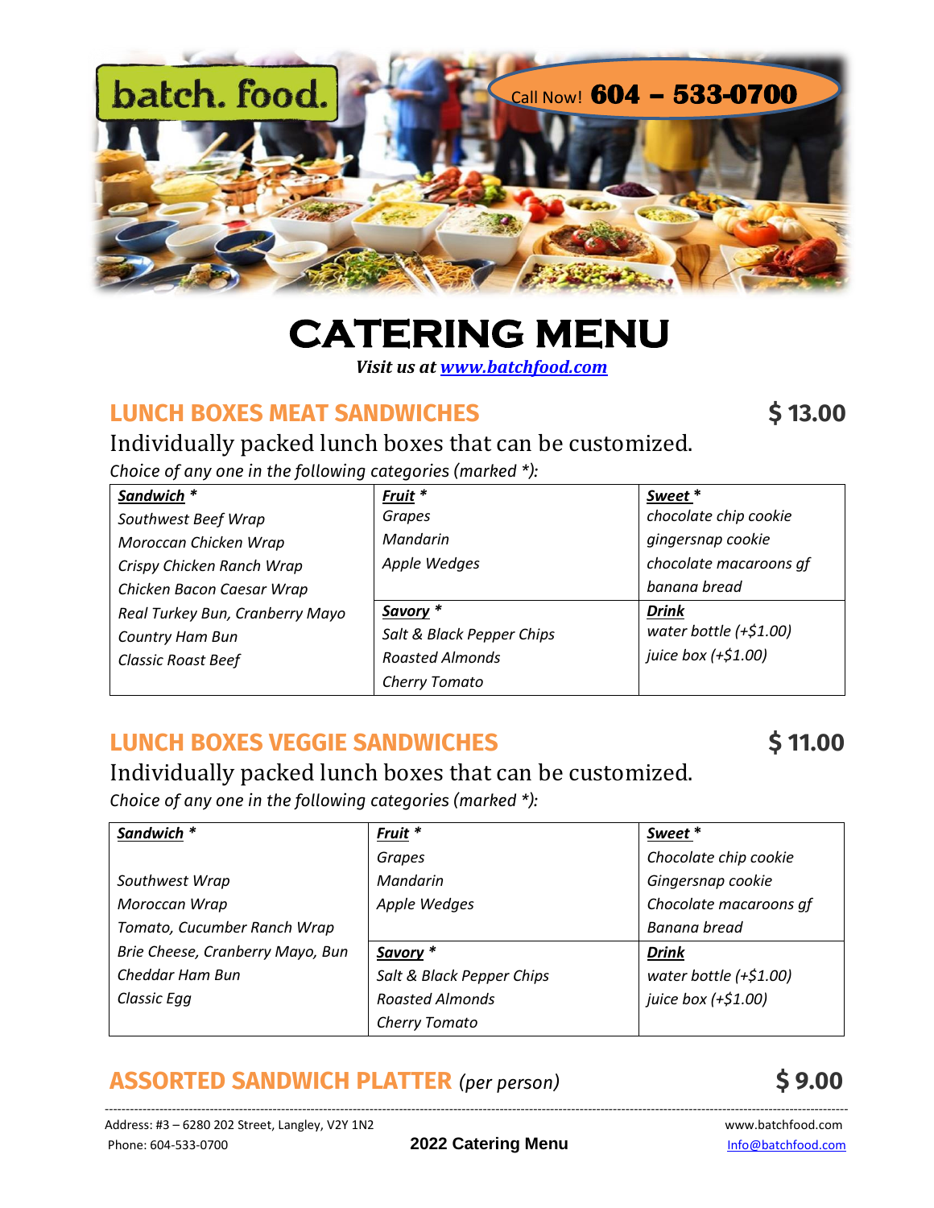batch. food.

Call Now! **604 – 533-0700**

# CATERING MENU

***Visit us at [www.batchfood.com](http://www.batchfood.com)***

## LUNCH BOXES MEAT SANDWICHES — $ 13.00

Individually packed lunch boxes that can be customized.

*Choice of any one in the following categories (marked *):*

| ***Sandwich**** | ***Fruit**** | ***Sweet**** |
|---|---|---|
| *Southwest Beef Wrap* | *Grapes* | *chocolate chip cookie* |
| *Moroccan Chicken Wrap* | *Mandarin* | *gingersnap cookie* |
| *Crispy Chicken Ranch Wrap* | *Apple Wedges* | *chocolate macaroons gf* |
| *Chicken Bacon Caesar Wrap* | | *banana bread* |
| *Real Turkey Bun, Cranberry Mayo* | ***Savory**** | ***Drink*** |
| *Country Ham Bun* | *Salt & Black Pepper Chips* | *water bottle (+$1.00)* |
| *Classic Roast Beef* | *Roasted Almonds* | *juice box (+$1.00)* |
| | *Cherry Tomato* | |

## LUNCH BOXES VEGGIE SANDWICHES — $ 11.00

Individually packed lunch boxes that can be customized.

*Choice of any one in the following categories (marked *):*

| ***Sandwich**** | ***Fruit**** | ***Sweet**** |
|---|---|---|
| | *Grapes* | *Chocolate chip cookie* |
| *Southwest Wrap* | *Mandarin* | *Gingersnap cookie* |
| *Moroccan Wrap* | *Apple Wedges* | *Chocolate macaroons gf* |
| *Tomato, Cucumber Ranch Wrap* | | *Banana bread* |
| *Brie Cheese, Cranberry Mayo, Bun* | ***Savory**** | ***Drink*** |
| *Cheddar Ham Bun* | *Salt & Black Pepper Chips* | *water bottle (+$1.00)* |
| *Classic Egg* | *Roasted Almonds* | *juice box (+$1.00)* |
| | *Cherry Tomato* | |

## ASSORTED SANDWICH PLATTER *(per person)* — $ 9.00

Address: #3 – 6280 202 Street, Langley, V2Y 1N2
Phone: 604-533-0700

**2022 Catering Menu**

www.batchfood.com
Info@batchfood.com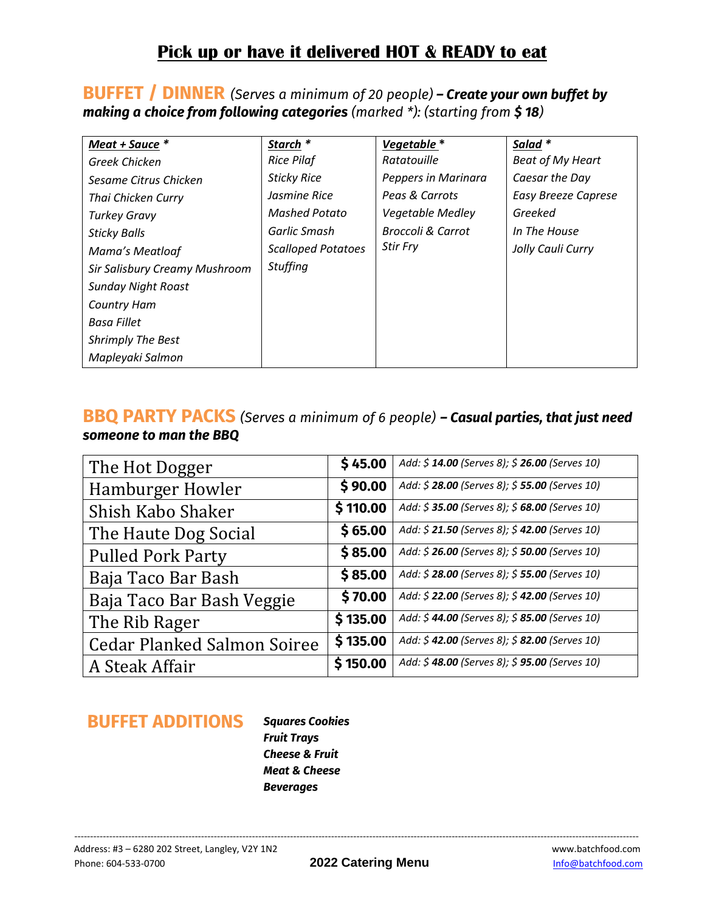# Pick up or have it delivered HOT & READY to eat

## BUFFET / DINNER *(Serves a minimum of 20 people)* ***– Create your own buffet by making a choice from following categories*** *(marked *): (starting from **$ 18**)*

| ***Meat + Sauce **** | ***Starch **** | ***Vegetable **** | ***Salad **** |
|---|---|---|---|
| *Greek Chicken* | *Rice Pilaf* | *Ratatouille* | *Beat of My Heart* |
| *Sesame Citrus Chicken* | *Sticky Rice* | *Peppers in Marinara* | *Caesar the Day* |
| *Thai Chicken Curry* | *Jasmine Rice* | *Peas & Carrots* | *Easy Breeze Caprese* |
| *Turkey Gravy* | *Mashed Potato* | *Vegetable Medley* | *Greeked* |
| *Sticky Balls* | *Garlic Smash* | *Broccoli & Carrot Stir Fry* | *In The House* |
| *Mama's Meatloaf* | *Scalloped Potatoes* | | *Jolly Cauli Curry* |
| *Sir Salisbury Creamy Mushroom* | *Stuffing* | | |
| *Sunday Night Roast* | | | |
| *Country Ham* | | | |
| *Basa Fillet* | | | |
| *Shrimply The Best* | | | |
| *Mapleyaki Salmon* | | | |

## BBQ PARTY PACKS *(Serves a minimum of 6 people)* ***– Casual parties, that just need someone to man the BBQ***

| | | |
|---|---|---|
| The Hot Dogger | **$ 45.00** | *Add: $ **14.00** (Serves 8); $ **26.00** (Serves 10)* |
| Hamburger Howler | **$ 90.00** | *Add: $ **28.00** (Serves 8); $ **55.00** (Serves 10)* |
| Shish Kabo Shaker | **$ 110.00** | *Add: $ **35.00** (Serves 8); $ **68.00** (Serves 10)* |
| The Haute Dog Social | **$ 65.00** | *Add: $ **21.50** (Serves 8); $ **42.00** (Serves 10)* |
| Pulled Pork Party | **$ 85.00** | *Add: $ **26.00** (Serves 8); $ **50.00** (Serves 10)* |
| Baja Taco Bar Bash | **$ 85.00** | *Add: $ **28.00** (Serves 8); $ **55.00** (Serves 10)* |
| Baja Taco Bar Bash Veggie | **$ 70.00** | *Add: $ **22.00** (Serves 8); $ **42.00** (Serves 10)* |
| The Rib Rager | **$ 135.00** | *Add: $ **44.00** (Serves 8); $ **85.00** (Serves 10)* |
| Cedar Planked Salmon Soiree | **$ 135.00** | *Add: $ **42.00** (Serves 8); $ **82.00** (Serves 10)* |
| A Steak Affair | **$ 150.00** | *Add: $ **48.00** (Serves 8); $ **95.00** (Serves 10)* |

## BUFFET ADDITIONS

***Squares Cookies***
***Fruit Trays***
***Cheese & Fruit***
***Meat & Cheese***
***Beverages***

---

Address: #3 – 6280 202 Street, Langley, V2Y 1N2
Phone: 604-533-0700

**2022 Catering Menu**

www.batchfood.com
Info@batchfood.com